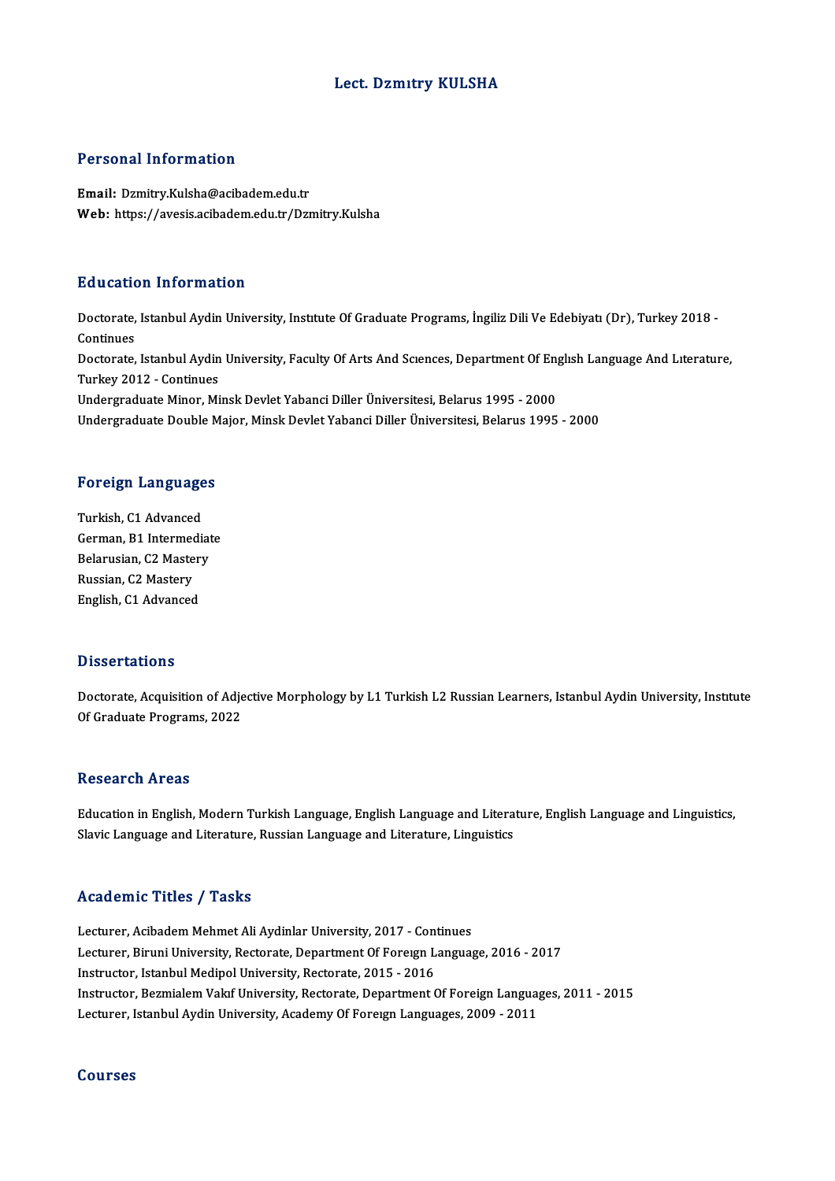# Lect. Dzmıtry KULSHA

## Personal Information

**Email:** Dzmitry.Kulsha@acibadem.edu.tr
**Web:** https://avesis.acibadem.edu.tr/Dzmitry.Kulsha

## Education Information

Doctorate, Istanbul Aydin University, Instıtute Of Graduate Programs, İngiliz Dili Ve Edebiyatı (Dr), Turkey 2018 - Continues
Doctorate, Istanbul Aydin University, Faculty Of Arts And Scıences, Department Of Englısh Language And Lıterature, Turkey 2012 - Continues
Undergraduate Minor, Minsk Devlet Yabanci Diller Üniversitesi, Belarus 1995 - 2000
Undergraduate Double Major, Minsk Devlet Yabanci Diller Üniversitesi, Belarus 1995 - 2000

## Foreign Languages

Turkish, C1 Advanced
German, B1 Intermediate
Belarusian, C2 Mastery
Russian, C2 Mastery
English, C1 Advanced

## Dissertations

Doctorate, Acquisition of Adjective Morphology by L1 Turkish L2 Russian Learners, Istanbul Aydin University, Instıtute Of Graduate Programs, 2022

## Research Areas

Education in English, Modern Turkish Language, English Language and Literature, English Language and Linguistics, Slavic Language and Literature, Russian Language and Literature, Linguistics

## Academic Titles / Tasks

Lecturer, Acibadem Mehmet Ali Aydinlar University, 2017 - Continues
Lecturer, Biruni University, Rectorate, Department Of Foreıgn Language, 2016 - 2017
Instructor, Istanbul Medipol University, Rectorate, 2015 - 2016
Instructor, Bezmialem Vakıf University, Rectorate, Department Of Foreign Languages, 2011 - 2015
Lecturer, Istanbul Aydin University, Academy Of Foreıgn Languages, 2009 - 2011

## Courses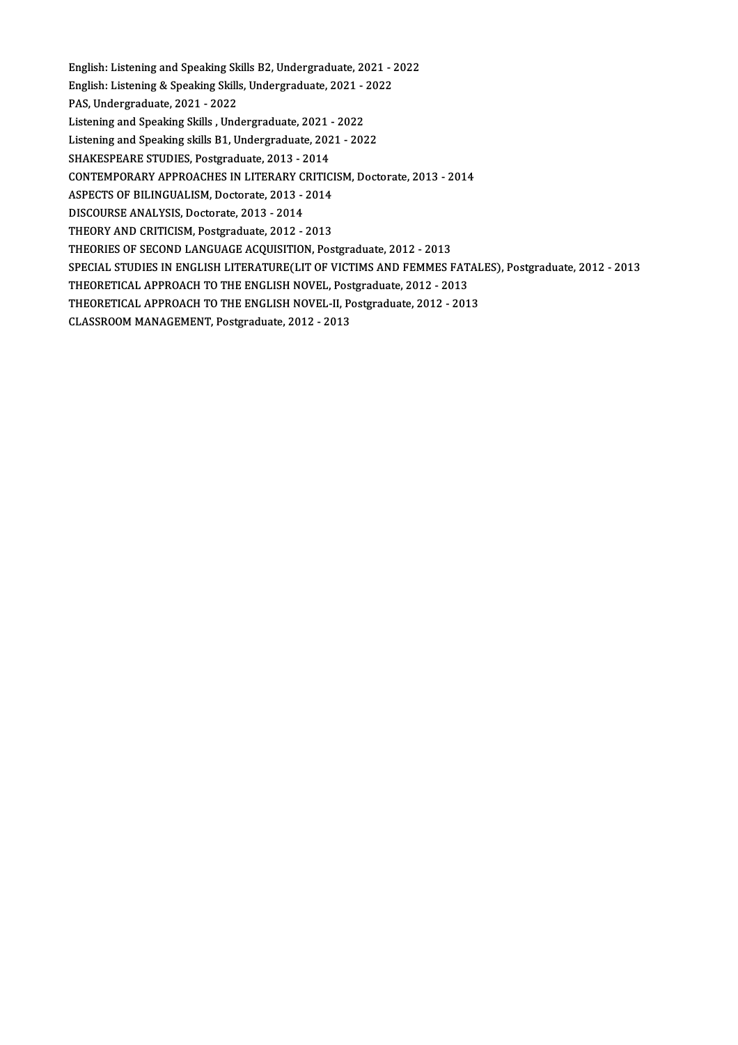English: Listening and Speaking Skills B2, Undergraduate, 2021 - 2022
English: Listening & Speaking Skills, Undergraduate, 2021 - 2022
PAS, Undergraduate, 2021 - 2022
Listening and Speaking Skills , Undergraduate, 2021 - 2022
Listening and Speaking skills B1, Undergraduate, 2021 - 2022
SHAKESPEARE STUDIES, Postgraduate, 2013 - 2014
CONTEMPORARY APPROACHES IN LITERARY CRITICISM, Doctorate, 2013 - 2014
ASPECTS OF BILINGUALISM, Doctorate, 2013 - 2014
DISCOURSE ANALYSIS, Doctorate, 2013 - 2014
THEORY AND CRITICISM, Postgraduate, 2012 - 2013
THEORIES OF SECOND LANGUAGE ACQUISITION, Postgraduate, 2012 - 2013
SPECIAL STUDIES IN ENGLISH LITERATURE(LIT OF VICTIMS AND FEMMES FATALES), Postgraduate, 2012 - 2013
THEORETICAL APPROACH TO THE ENGLISH NOVEL, Postgraduate, 2012 - 2013
THEORETICAL APPROACH TO THE ENGLISH NOVEL-II, Postgraduate, 2012 - 2013
CLASSROOM MANAGEMENT, Postgraduate, 2012 - 2013